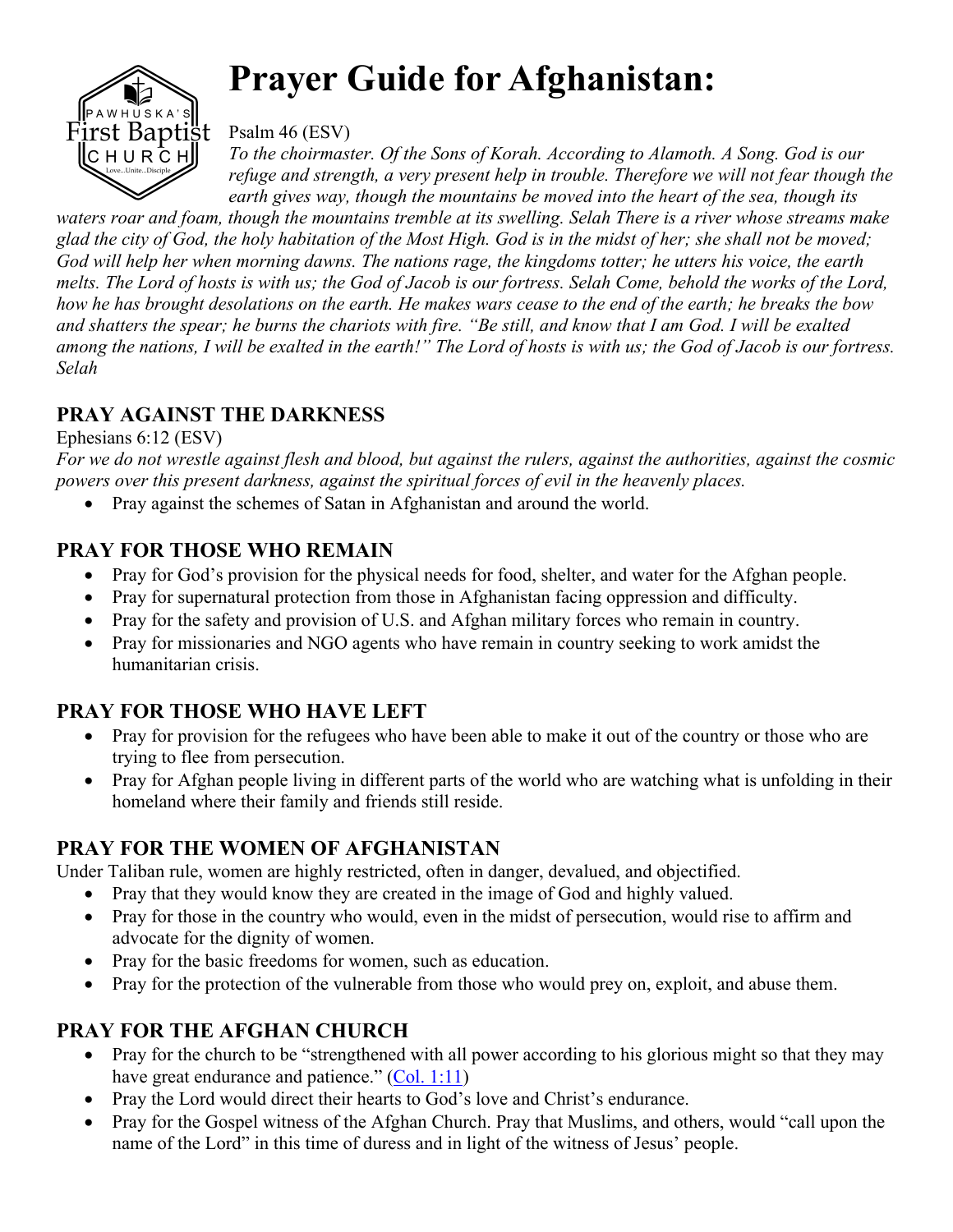# Prayer Guide for Afghanistan:

PAWHUSKA'S First Baptist CHURCH Love...Unite...Disciple

Psalm 46 (ESV)

*To the choirmaster. Of the Sons of Korah. According to Alamoth. A Song. God is our refuge and strength, a very present help in trouble. Therefore we will not fear though the earth gives way, though the mountains be moved into the heart of the sea, though its waters roar and foam, though the mountains tremble at its swelling. Selah There is a river whose streams make glad the city of God, the holy habitation of the Most High. God is in the midst of her; she shall not be moved; God will help her when morning dawns. The nations rage, the kingdoms totter; he utters his voice, the earth melts. The Lord of hosts is with us; the God of Jacob is our fortress. Selah Come, behold the works of the Lord, how he has brought desolations on the earth. He makes wars cease to the end of the earth; he breaks the bow and shatters the spear; he burns the chariots with fire. "Be still, and know that I am God. I will be exalted among the nations, I will be exalted in the earth!" The Lord of hosts is with us; the God of Jacob is our fortress. Selah*

## PRAY AGAINST THE DARKNESS

Ephesians 6:12 (ESV)

*For we do not wrestle against flesh and blood, but against the rulers, against the authorities, against the cosmic powers over this present darkness, against the spiritual forces of evil in the heavenly places.*

- Pray against the schemes of Satan in Afghanistan and around the world.

## PRAY FOR THOSE WHO REMAIN

- Pray for God's provision for the physical needs for food, shelter, and water for the Afghan people.
- Pray for supernatural protection from those in Afghanistan facing oppression and difficulty.
- Pray for the safety and provision of U.S. and Afghan military forces who remain in country.
- Pray for missionaries and NGO agents who have remain in country seeking to work amidst the humanitarian crisis.

## PRAY FOR THOSE WHO HAVE LEFT

- Pray for provision for the refugees who have been able to make it out of the country or those who are trying to flee from persecution.
- Pray for Afghan people living in different parts of the world who are watching what is unfolding in their homeland where their family and friends still reside.

## PRAY FOR THE WOMEN OF AFGHANISTAN

Under Taliban rule, women are highly restricted, often in danger, devalued, and objectified.

- Pray that they would know they are created in the image of God and highly valued.
- Pray for those in the country who would, even in the midst of persecution, would rise to affirm and advocate for the dignity of women.
- Pray for the basic freedoms for women, such as education.
- Pray for the protection of the vulnerable from those who would prey on, exploit, and abuse them.

## PRAY FOR THE AFGHAN CHURCH

- Pray for the church to be "strengthened with all power according to his glorious might so that they may have great endurance and patience." (Col. 1:11)
- Pray the Lord would direct their hearts to God's love and Christ's endurance.
- Pray for the Gospel witness of the Afghan Church. Pray that Muslims, and others, would "call upon the name of the Lord" in this time of duress and in light of the witness of Jesus' people.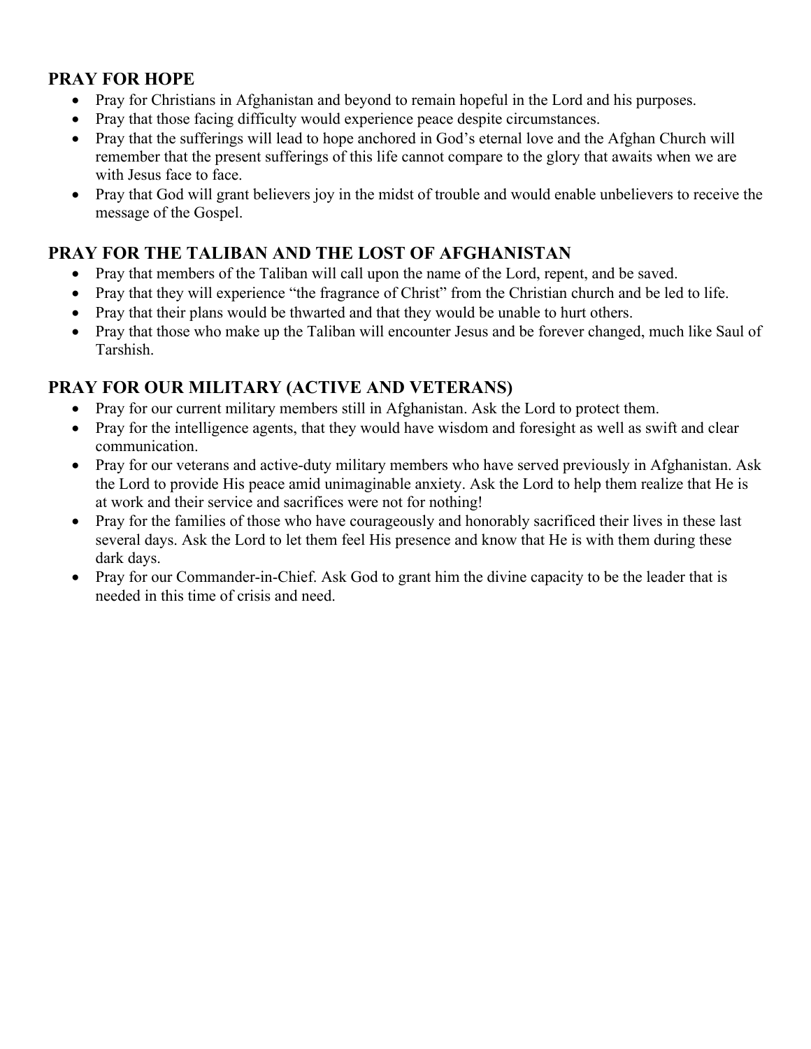## PRAY FOR HOPE

- Pray for Christians in Afghanistan and beyond to remain hopeful in the Lord and his purposes.
- Pray that those facing difficulty would experience peace despite circumstances.
- Pray that the sufferings will lead to hope anchored in God's eternal love and the Afghan Church will remember that the present sufferings of this life cannot compare to the glory that awaits when we are with Jesus face to face.
- Pray that God will grant believers joy in the midst of trouble and would enable unbelievers to receive the message of the Gospel.

## PRAY FOR THE TALIBAN AND THE LOST OF AFGHANISTAN

- Pray that members of the Taliban will call upon the name of the Lord, repent, and be saved.
- Pray that they will experience "the fragrance of Christ" from the Christian church and be led to life.
- Pray that their plans would be thwarted and that they would be unable to hurt others.
- Pray that those who make up the Taliban will encounter Jesus and be forever changed, much like Saul of Tarshish.

## PRAY FOR OUR MILITARY (ACTIVE AND VETERANS)

- Pray for our current military members still in Afghanistan. Ask the Lord to protect them.
- Pray for the intelligence agents, that they would have wisdom and foresight as well as swift and clear communication.
- Pray for our veterans and active-duty military members who have served previously in Afghanistan. Ask the Lord to provide His peace amid unimaginable anxiety. Ask the Lord to help them realize that He is at work and their service and sacrifices were not for nothing!
- Pray for the families of those who have courageously and honorably sacrificed their lives in these last several days. Ask the Lord to let them feel His presence and know that He is with them during these dark days.
- Pray for our Commander-in-Chief. Ask God to grant him the divine capacity to be the leader that is needed in this time of crisis and need.